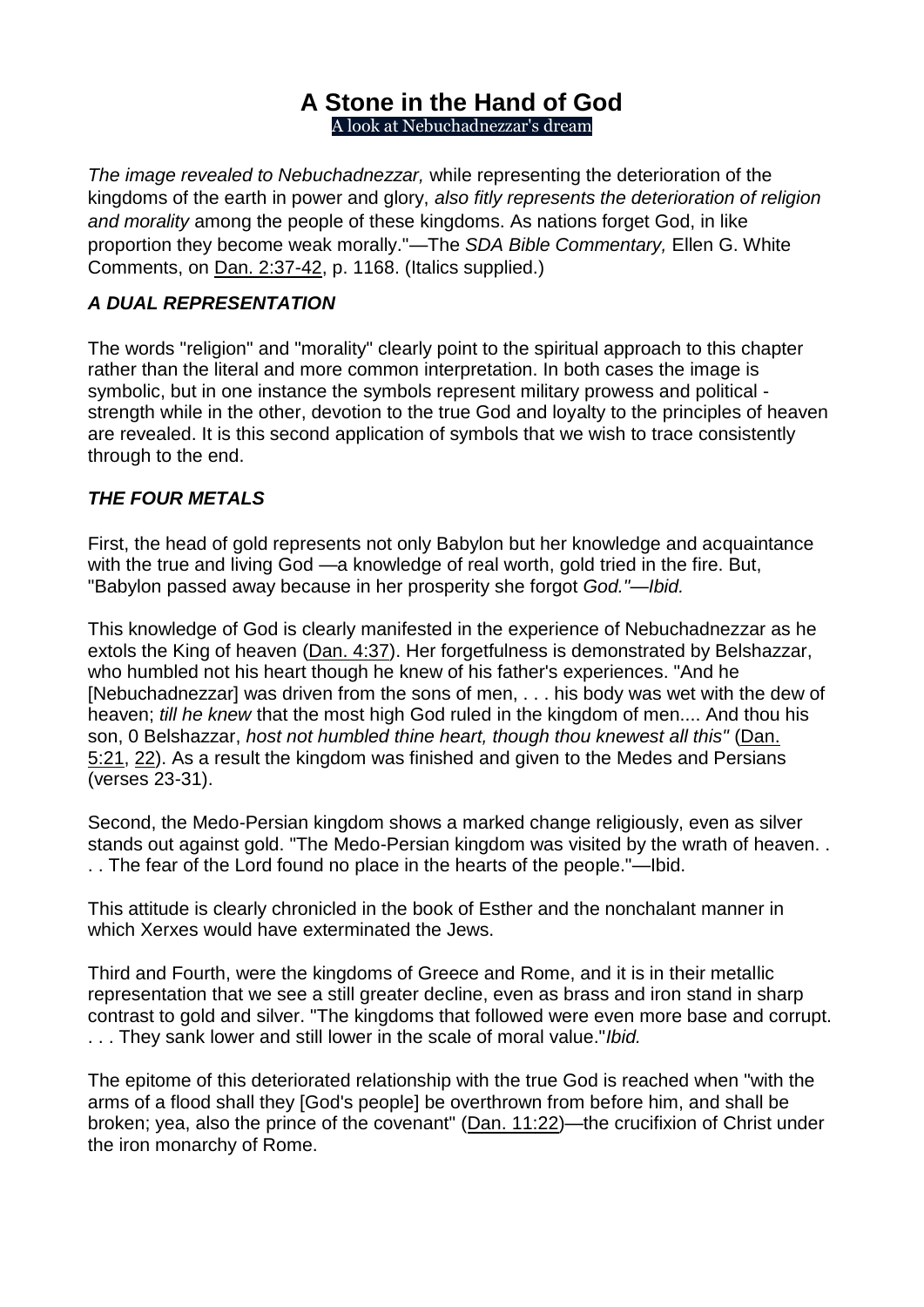# A Stone in the Hand of God

A look at Nebuchadnezzar's dream

*The image revealed to Nebuchadnezzar,* while representing the deterioration of the kingdoms of the earth in power and glory, *also fitly represents the deterioration of religion and morality* among the people of these kingdoms. As nations forget God, in like proportion they become weak morally."—The *SDA Bible Commentary,* Ellen G. White Comments, on Dan. 2:37-42, p. 1168. (Italics supplied.)

### *A DUAL REPRESENTATION*

The words "religion" and "morality" clearly point to the spiritual approach to this chapter rather than the literal and more common interpretation. In both cases the image is symbolic, but in one instance the symbols represent military prowess and political - strength while in the other, devotion to the true God and loyalty to the principles of heaven are revealed. It is this second application of symbols that we wish to trace consistently through to the end.

### *THE FOUR METALS*

First, the head of gold represents not only Babylon but her knowledge and acquaintance with the true and living God —a knowledge of real worth, gold tried in the fire. But, "Babylon passed away because in her prosperity she forgot *God."—Ibid.*

This knowledge of God is clearly manifested in the experience of Nebuchadnezzar as he extols the King of heaven (Dan. 4:37). Her forgetfulness is demonstrated by Belshazzar, who humbled not his heart though he knew of his father's experiences. "And he [Nebuchadnezzar] was driven from the sons of men, . . . his body was wet with the dew of heaven; *till he knew* that the most high God ruled in the kingdom of men.... And thou his son, 0 Belshazzar, *host not humbled thine heart, though thou knewest all this"* (Dan. 5:21, 22). As a result the kingdom was finished and given to the Medes and Persians (verses 23-31).

Second, the Medo-Persian kingdom shows a marked change religiously, even as silver stands out against gold. "The Medo-Persian kingdom was visited by the wrath of heaven. . . . The fear of the Lord found no place in the hearts of the people."—Ibid.

This attitude is clearly chronicled in the book of Esther and the nonchalant manner in which Xerxes would have exterminated the Jews.

Third and Fourth, were the kingdoms of Greece and Rome, and it is in their metallic representation that we see a still greater decline, even as brass and iron stand in sharp contrast to gold and silver. "The kingdoms that followed were even more base and corrupt. . . . They sank lower and still lower in the scale of moral value."*Ibid.*

The epitome of this deteriorated relationship with the true God is reached when "with the arms of a flood shall they [God's people] be overthrown from before him, and shall be broken; yea, also the prince of the covenant" (Dan. 11:22)—the crucifixion of Christ under the iron monarchy of Rome.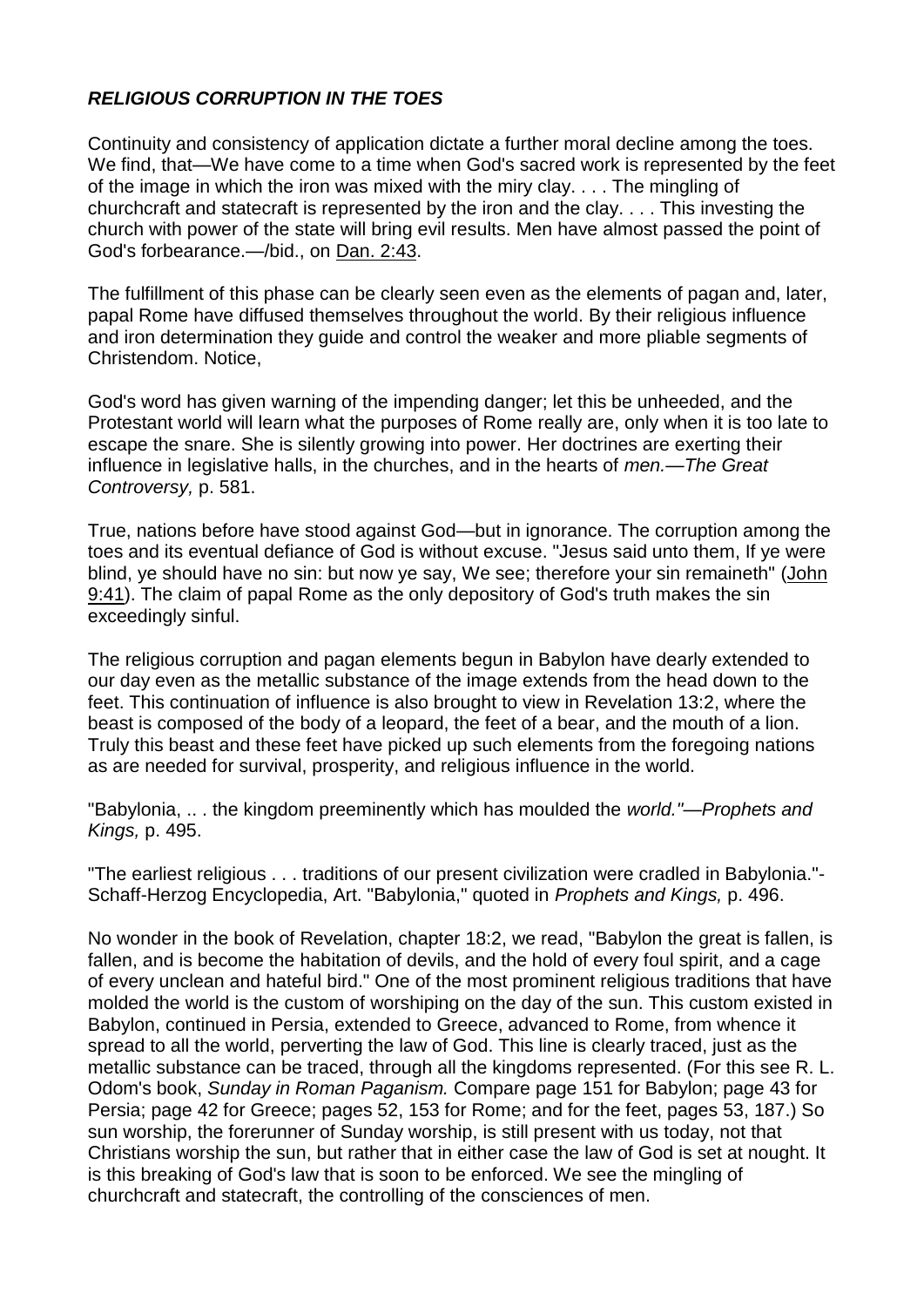### *RELIGIOUS CORRUPTION IN THE TOES*

Continuity and consistency of application dictate a further moral decline among the toes. We find, that—We have come to a time when God's sacred work is represented by the feet of the image in which the iron was mixed with the miry clay. . . . The mingling of churchcraft and statecraft is represented by the iron and the clay. . . . This investing the church with power of the state will bring evil results. Men have almost passed the point of God's forbearance.—/bid., on Dan. 2:43.

The fulfillment of this phase can be clearly seen even as the elements of pagan and, later, papal Rome have diffused themselves throughout the world. By their religious influence and iron determination they guide and control the weaker and more pliable segments of Christendom. Notice,

God's word has given warning of the impending danger; let this be unheeded, and the Protestant world will learn what the purposes of Rome really are, only when it is too late to escape the snare. She is silently growing into power. Her doctrines are exerting their influence in legislative halls, in the churches, and in the hearts of *men.—The Great Controversy,* p. 581.

True, nations before have stood against God—but in ignorance. The corruption among the toes and its eventual defiance of God is without excuse. "Jesus said unto them, If ye were blind, ye should have no sin: but now ye say, We see; therefore your sin remaineth" (John 9:41). The claim of papal Rome as the only depository of God's truth makes the sin exceedingly sinful.

The religious corruption and pagan elements begun in Babylon have dearly extended to our day even as the metallic substance of the image extends from the head down to the feet. This continuation of influence is also brought to view in Revelation 13:2, where the beast is composed of the body of a leopard, the feet of a bear, and the mouth of a lion. Truly this beast and these feet have picked up such elements from the foregoing nations as are needed for survival, prosperity, and religious influence in the world.

"Babylonia, .. . the kingdom preeminently which has moulded the *world."—Prophets and Kings,* p. 495.

"The earliest religious . . . traditions of our present civilization were cradled in Babylonia."-Schaff-Herzog Encyclopedia, Art. "Babylonia," quoted in *Prophets and Kings,* p. 496.

No wonder in the book of Revelation, chapter 18:2, we read, "Babylon the great is fallen, is fallen, and is become the habitation of devils, and the hold of every foul spirit, and a cage of every unclean and hateful bird." One of the most prominent religious traditions that have molded the world is the custom of worshiping on the day of the sun. This custom existed in Babylon, continued in Persia, extended to Greece, advanced to Rome, from whence it spread to all the world, perverting the law of God. This line is clearly traced, just as the metallic substance can be traced, through all the kingdoms represented. (For this see R. L. Odom's book, *Sunday in Roman Paganism.* Compare page 151 for Babylon; page 43 for Persia; page 42 for Greece; pages 52, 153 for Rome; and for the feet, pages 53, 187.) So sun worship, the forerunner of Sunday worship, is still present with us today, not that Christians worship the sun, but rather that in either case the law of God is set at nought. It is this breaking of God's law that is soon to be enforced. We see the mingling of churchcraft and statecraft, the controlling of the consciences of men.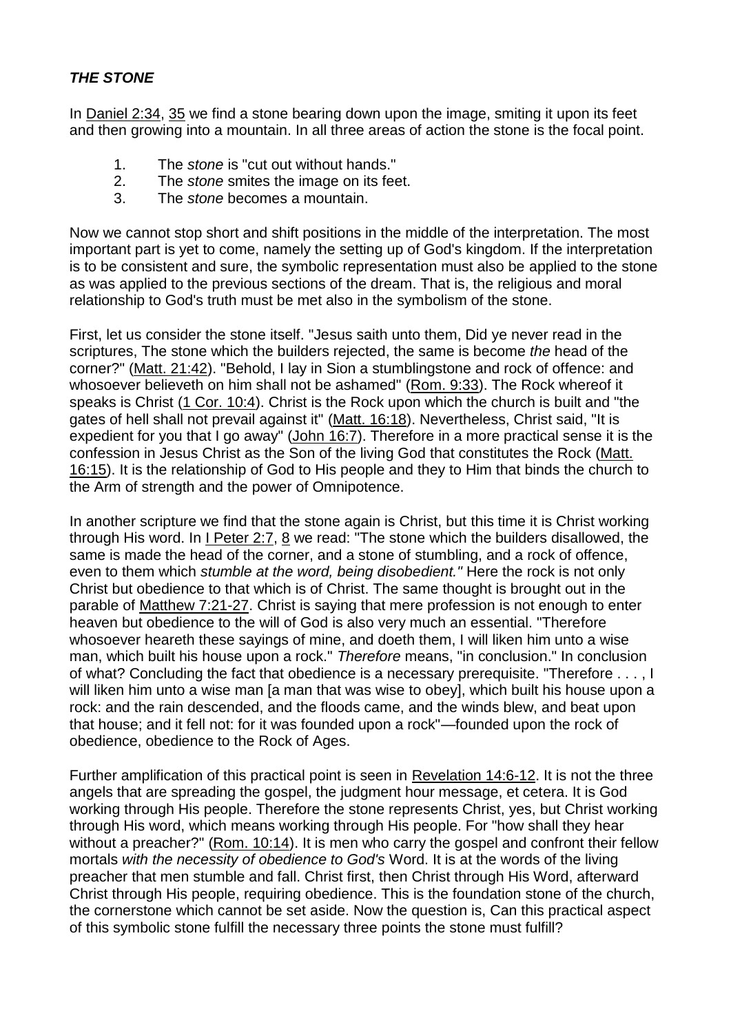***THE STONE***

In Daniel 2:34, 35 we find a stone bearing down upon the image, smiting it upon its feet and then growing into a mountain. In all three areas of action the stone is the focal point.

1. The *stone* is "cut out without hands."
2. The *stone* smites the image on its feet.
3. The *stone* becomes a mountain.

Now we cannot stop short and shift positions in the middle of the interpretation. The most important part is yet to come, namely the setting up of God's kingdom. If the interpretation is to be consistent and sure, the symbolic representation must also be applied to the stone as was applied to the previous sections of the dream. That is, the religious and moral relationship to God's truth must be met also in the symbolism of the stone.

First, let us consider the stone itself. "Jesus saith unto them, Did ye never read in the scriptures, The stone which the builders rejected, the same is become *the* head of the corner?" (Matt. 21:42). "Behold, I lay in Sion a stumblingstone and rock of offence: and whosoever believeth on him shall not be ashamed" (Rom. 9:33). The Rock whereof it speaks is Christ (1 Cor. 10:4). Christ is the Rock upon which the church is built and "the gates of hell shall not prevail against it" (Matt. 16:18). Nevertheless, Christ said, "It is expedient for you that I go away" (John 16:7). Therefore in a more practical sense it is the confession in Jesus Christ as the Son of the living God that constitutes the Rock (Matt. 16:15). It is the relationship of God to His people and they to Him that binds the church to the Arm of strength and the power of Omnipotence.

In another scripture we find that the stone again is Christ, but this time it is Christ working through His word. In I Peter 2:7, 8 we read: "The stone which the builders disallowed, the same is made the head of the corner, and a stone of stumbling, and a rock of offence, even to them which *stumble at the word, being disobedient."* Here the rock is not only Christ but obedience to that which is of Christ. The same thought is brought out in the parable of Matthew 7:21-27. Christ is saying that mere profession is not enough to enter heaven but obedience to the will of God is also very much an essential. "Therefore whosoever heareth these sayings of mine, and doeth them, I will liken him unto a wise man, which built his house upon a rock." *Therefore* means, "in conclusion." In conclusion of what? Concluding the fact that obedience is a necessary prerequisite. "Therefore . . . , I will liken him unto a wise man [a man that was wise to obey], which built his house upon a rock: and the rain descended, and the floods came, and the winds blew, and beat upon that house; and it fell not: for it was founded upon a rock"—founded upon the rock of obedience, obedience to the Rock of Ages.

Further amplification of this practical point is seen in Revelation 14:6-12. It is not the three angels that are spreading the gospel, the judgment hour message, et cetera. It is God working through His people. Therefore the stone represents Christ, yes, but Christ working through His word, which means working through His people. For "how shall they hear without a preacher?" (Rom. 10:14). It is men who carry the gospel and confront their fellow mortals *with the necessity of obedience to God's* Word. It is at the words of the living preacher that men stumble and fall. Christ first, then Christ through His Word, afterward Christ through His people, requiring obedience. This is the foundation stone of the church, the cornerstone which cannot be set aside. Now the question is, Can this practical aspect of this symbolic stone fulfill the necessary three points the stone must fulfill?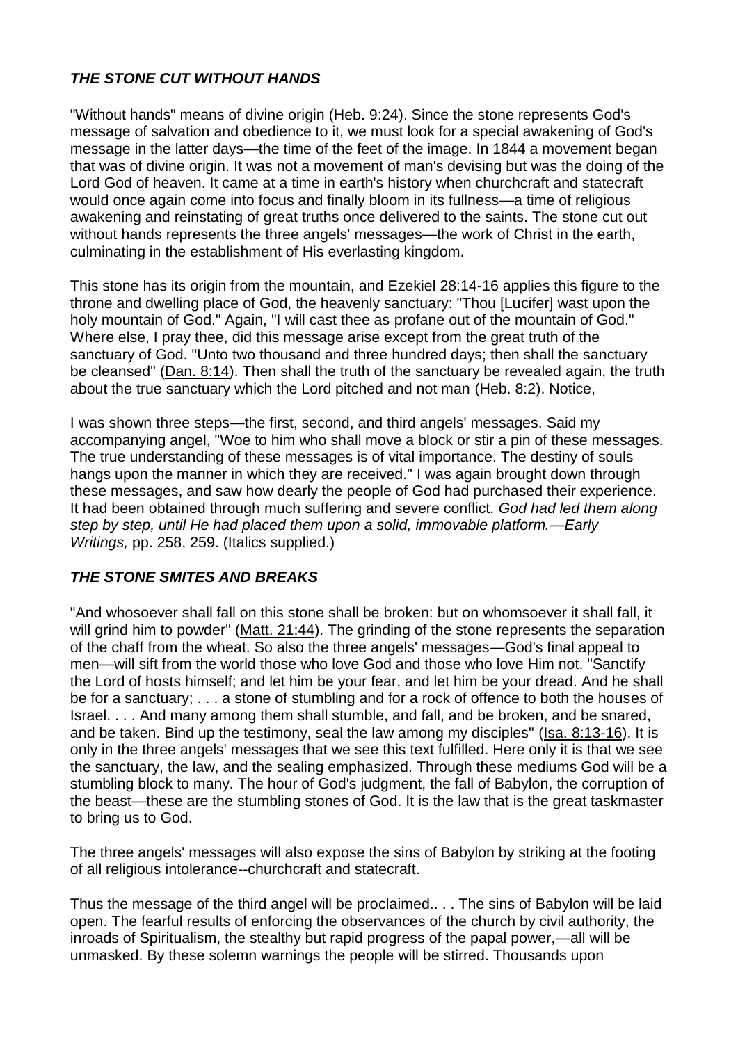### ***THE STONE CUT WITHOUT HANDS***

"Without hands" means of divine origin (Heb. 9:24). Since the stone represents God's message of salvation and obedience to it, we must look for a special awakening of God's message in the latter days—the time of the feet of the image. In 1844 a movement began that was of divine origin. It was not a movement of man's devising but was the doing of the Lord God of heaven. It came at a time in earth's history when churchcraft and statecraft would once again come into focus and finally bloom in its fullness—a time of religious awakening and reinstating of great truths once delivered to the saints. The stone cut out without hands represents the three angels' messages—the work of Christ in the earth, culminating in the establishment of His everlasting kingdom.

This stone has its origin from the mountain, and Ezekiel 28:14-16 applies this figure to the throne and dwelling place of God, the heavenly sanctuary: "Thou [Lucifer] wast upon the holy mountain of God." Again, "I will cast thee as profane out of the mountain of God." Where else, I pray thee, did this message arise except from the great truth of the sanctuary of God. "Unto two thousand and three hundred days; then shall the sanctuary be cleansed" (Dan. 8:14). Then shall the truth of the sanctuary be revealed again, the truth about the true sanctuary which the Lord pitched and not man (Heb. 8:2). Notice,

I was shown three steps—the first, second, and third angels' messages. Said my accompanying angel, "Woe to him who shall move a block or stir a pin of these messages. The true understanding of these messages is of vital importance. The destiny of souls hangs upon the manner in which they are received." I was again brought down through these messages, and saw how dearly the people of God had purchased their experience. It had been obtained through much suffering and severe conflict. *God had led them along step by step, until He had placed them upon a solid, immovable platform.—Early Writings,* pp. 258, 259. (Italics supplied.)

### ***THE STONE SMITES AND BREAKS***

"And whosoever shall fall on this stone shall be broken: but on whomsoever it shall fall, it will grind him to powder" (Matt. 21:44). The grinding of the stone represents the separation of the chaff from the wheat. So also the three angels' messages—God's final appeal to men—will sift from the world those who love God and those who love Him not. "Sanctify the Lord of hosts himself; and let him be your fear, and let him be your dread. And he shall be for a sanctuary; . . . a stone of stumbling and for a rock of offence to both the houses of Israel. . . . And many among them shall stumble, and fall, and be broken, and be snared, and be taken. Bind up the testimony, seal the law among my disciples" (Isa. 8:13-16). It is only in the three angels' messages that we see this text fulfilled. Here only it is that we see the sanctuary, the law, and the sealing emphasized. Through these mediums God will be a stumbling block to many. The hour of God's judgment, the fall of Babylon, the corruption of the beast—these are the stumbling stones of God. It is the law that is the great taskmaster to bring us to God.

The three angels' messages will also expose the sins of Babylon by striking at the footing of all religious intolerance--churchcraft and statecraft.

Thus the message of the third angel will be proclaimed.. . . The sins of Babylon will be laid open. The fearful results of enforcing the observances of the church by civil authority, the inroads of Spiritualism, the stealthy but rapid progress of the papal power,—all will be unmasked. By these solemn warnings the people will be stirred. Thousands upon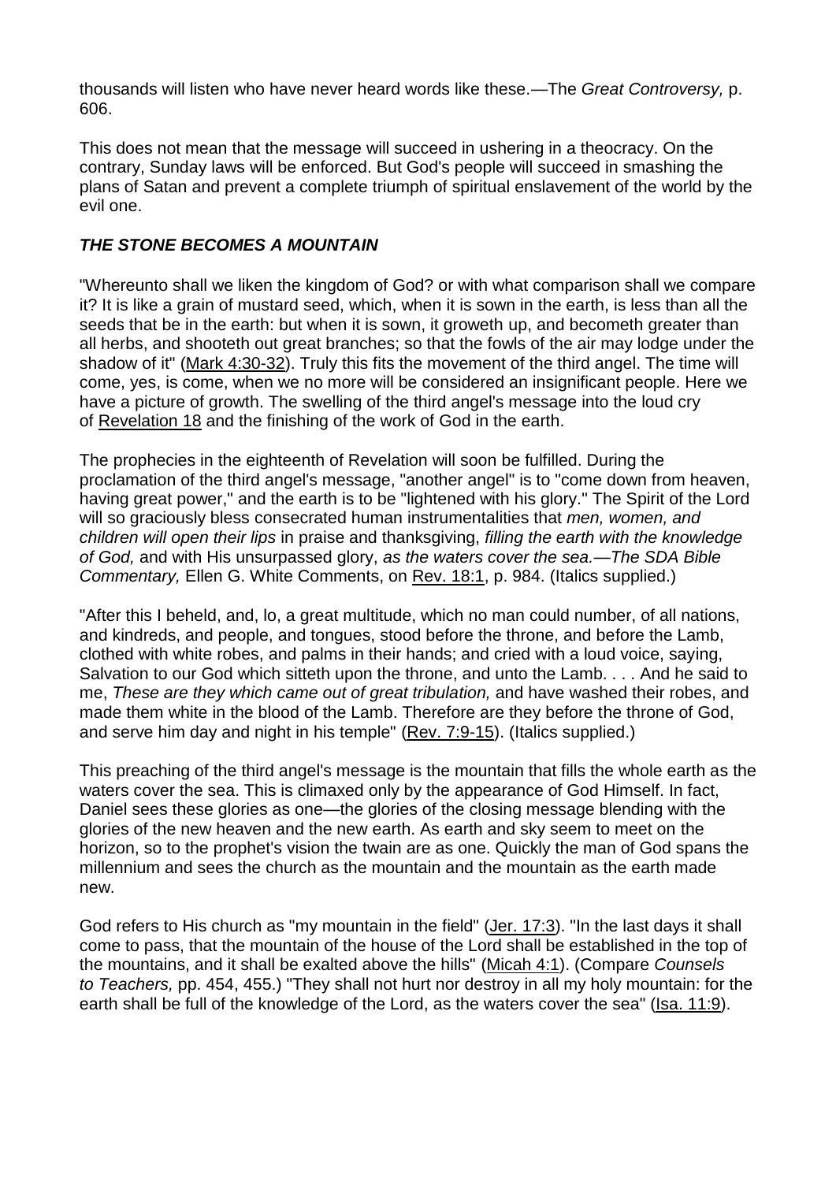thousands will listen who have never heard words like these.—The *Great Controversy,* p. 606.

This does not mean that the message will succeed in ushering in a theocracy. On the contrary, Sunday laws will be enforced. But God's people will succeed in smashing the plans of Satan and prevent a complete triumph of spiritual enslavement of the world by the evil one.

### ***THE STONE BECOMES A MOUNTAIN***

"Whereunto shall we liken the kingdom of God? or with what comparison shall we compare it? It is like a grain of mustard seed, which, when it is sown in the earth, is less than all the seeds that be in the earth: but when it is sown, it groweth up, and becometh greater than all herbs, and shooteth out great branches; so that the fowls of the air may lodge under the shadow of it" (Mark 4:30-32). Truly this fits the movement of the third angel. The time will come, yes, is come, when we no more will be considered an insignificant people. Here we have a picture of growth. The swelling of the third angel's message into the loud cry of Revelation 18 and the finishing of the work of God in the earth.

The prophecies in the eighteenth of Revelation will soon be fulfilled. During the proclamation of the third angel's message, "another angel" is to "come down from heaven, having great power," and the earth is to be "lightened with his glory." The Spirit of the Lord will so graciously bless consecrated human instrumentalities that *men, women, and children will open their lips* in praise and thanksgiving, *filling the earth with the knowledge of God,* and with His unsurpassed glory, *as the waters cover the sea.—The SDA Bible Commentary,* Ellen G. White Comments, on Rev. 18:1, p. 984. (Italics supplied.)

"After this I beheld, and, lo, a great multitude, which no man could number, of all nations, and kindreds, and people, and tongues, stood before the throne, and before the Lamb, clothed with white robes, and palms in their hands; and cried with a loud voice, saying, Salvation to our God which sitteth upon the throne, and unto the Lamb. . . . And he said to me, *These are they which came out of great tribulation,* and have washed their robes, and made them white in the blood of the Lamb. Therefore are they before the throne of God, and serve him day and night in his temple" (Rev. 7:9-15). (Italics supplied.)

This preaching of the third angel's message is the mountain that fills the whole earth as the waters cover the sea. This is climaxed only by the appearance of God Himself. In fact, Daniel sees these glories as one—the glories of the closing message blending with the glories of the new heaven and the new earth. As earth and sky seem to meet on the horizon, so to the prophet's vision the twain are as one. Quickly the man of God spans the millennium and sees the church as the mountain and the mountain as the earth made new.

God refers to His church as "my mountain in the field" (Jer. 17:3). "In the last days it shall come to pass, that the mountain of the house of the Lord shall be established in the top of the mountains, and it shall be exalted above the hills" (Micah 4:1). (Compare *Counsels to Teachers,* pp. 454, 455.) "They shall not hurt nor destroy in all my holy mountain: for the earth shall be full of the knowledge of the Lord, as the waters cover the sea" (Isa. 11:9).